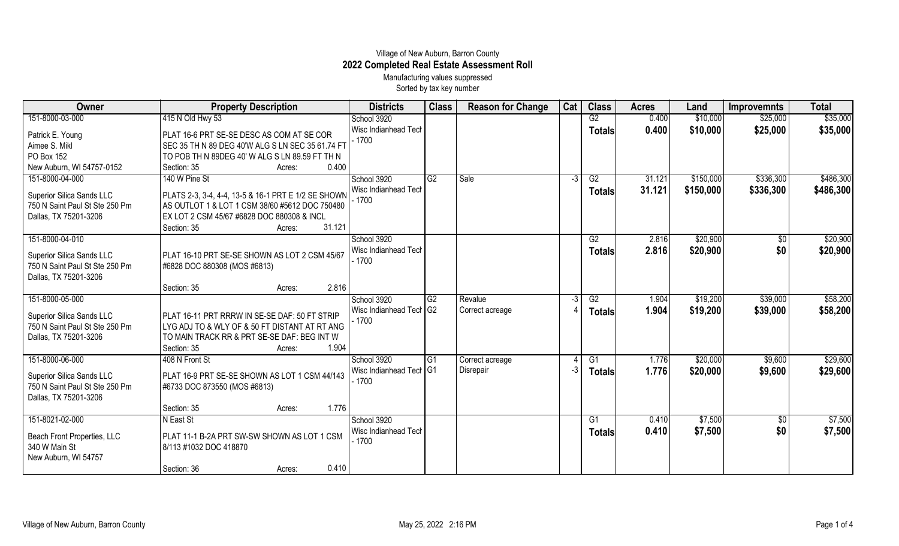Village of New Auburn, Barron County

# 2022 Completed Real Estate Assessment Roll

Manufacturing values suppressed

Sorted by tax key number

| Owner | Property Description | Districts | Class | Reason for Change | Cat | Class | Acres | Land | Improvemnts | Total |
|---|---|---|---|---|---|---|---|---|---|---|
| 151-8000-03-000<br>Patrick E. Young<br>Aimee S. Mikl<br>PO Box 152<br>New Auburn, WI 54757-0152 | 415 N Old Hwy 53<br>PLAT 16-6 PRT SE-SE DESC AS COM AT SE COR SEC 35 TH N 89 DEG 40'W ALG S LN SEC 35 61.74 FT TO POB TH N 89DEG 40' W ALG S LN 89.59 FT TH N<br>Section: 35 Acres: 0.400 | School 3920<br>Wisc Indianhead Tech - 1700 | | | | G2<br>**Totals** | 0.400<br>**0.400** | $10,000<br>**$10,000** | $25,000<br>**$25,000** | $35,000<br>**$35,000** |
| 151-8000-04-000<br>Superior Silica Sands LLC<br>750 N Saint Paul St Ste 250 Pm<br>Dallas, TX 75201-3206 | 140 W Pine St<br>PLATS 2-3, 3-4, 4-4, 13-5 & 16-1 PRT E 1/2 SE SHOWN AS OUTLOT 1 & LOT 1 CSM 38/60 #5612 DOC 750480 EX LOT 2 CSM 45/67 #6828 DOC 880308 & INCL<br>Section: 35 Acres: 31.121 | School 3920<br>Wisc Indianhead Tech - 1700 | G2 | Sale | -3 | G2<br>**Totals** | 31.121<br>**31.121** | $150,000<br>**$150,000** | $336,300<br>**$336,300** | $486,300<br>**$486,300** |
| 151-8000-04-010<br>Superior Silica Sands LLC<br>750 N Saint Paul St Ste 250 Pm<br>Dallas, TX 75201-3206 | PLAT 16-10 PRT SE-SE SHOWN AS LOT 2 CSM 45/67 #6828 DOC 880308 (MOS #6813)<br>Section: 35 Acres: 2.816 | School 3920<br>Wisc Indianhead Tech - 1700 | | | | G2<br>**Totals** | 2.816<br>**2.816** | $20,900<br>**$20,900** | $0<br>**$0** | $20,900<br>**$20,900** |
| 151-8000-05-000<br>Superior Silica Sands LLC<br>750 N Saint Paul St Ste 250 Pm<br>Dallas, TX 75201-3206 | PLAT 16-11 PRT RRRW IN SE-SE DAF: 50 FT STRIP LYG ADJ TO & WLY OF & 50 FT DISTANT AT RT ANG TO MAIN TRACK RR & PRT SE-SE DAF: BEG INT W<br>Section: 35 Acres: 1.904 | School 3920<br>Wisc Indianhead Tech - 1700 | G2<br>G2 | Revalue<br>Correct acreage | -3<br>4 | G2<br>**Totals** | 1.904<br>**1.904** | $19,200<br>**$19,200** | $39,000<br>**$39,000** | $58,200<br>**$58,200** |
| 151-8000-06-000<br>Superior Silica Sands LLC<br>750 N Saint Paul St Ste 250 Pm<br>Dallas, TX 75201-3206 | 408 N Front St<br>PLAT 16-9 PRT SE-SE SHOWN AS LOT 1 CSM 44/143 #6733 DOC 873550 (MOS #6813)<br>Section: 35 Acres: 1.776 | School 3920<br>Wisc Indianhead Tech - 1700 | G1<br>G1 | Correct acreage<br>Disrepair | 4<br>-3 | G1<br>**Totals** | 1.776<br>**1.776** | $20,000<br>**$20,000** | $9,600<br>**$9,600** | $29,600<br>**$29,600** |
| 151-8021-02-000<br>Beach Front Properties, LLC<br>340 W Main St<br>New Auburn, WI 54757 | N East St<br>PLAT 11-1 B-2A PRT SW-SW SHOWN AS LOT 1 CSM 8/113 #1032 DOC 418870<br>Section: 36 Acres: 0.410 | School 3920<br>Wisc Indianhead Tech - 1700 | | | | G1<br>**Totals** | 0.410<br>**0.410** | $7,500<br>**$7,500** | $0<br>**$0** | $7,500<br>**$7,500** |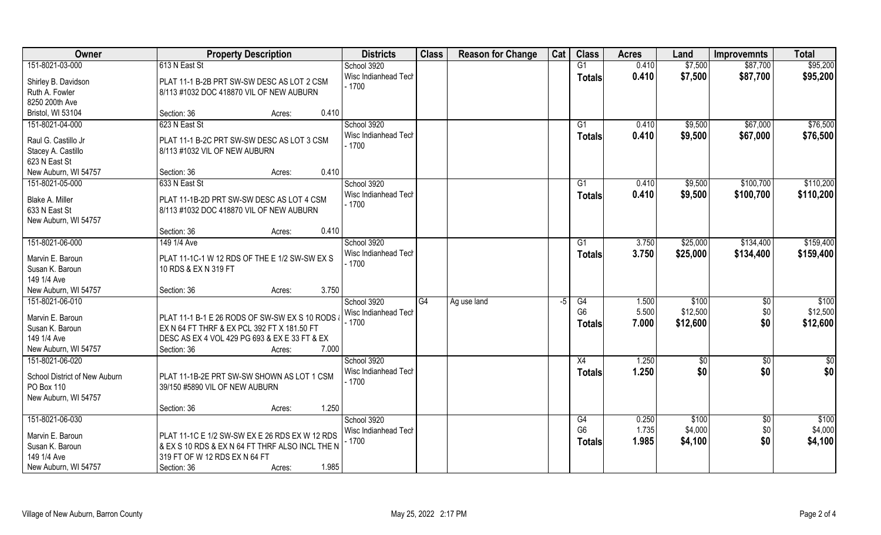| Owner | Property Description | Districts | Class | Reason for Change | Cat | Class | Acres | Land | Improvemnts | Total |
|---|---|---|---|---|---|---|---|---|---|---|
| 151-8021-03-000<br>Shirley B. Davidson<br>Ruth A. Fowler<br>8250 200th Ave<br>Bristol, WI 53104 | 613 N East St<br>PLAT 11-1 B-2B PRT SW-SW DESC AS LOT 2 CSM 8/113 #1032 DOC 418870 VIL OF NEW AUBURN<br>Section: 36 Acres: 0.410 | School 3920<br>Wisc Indianhead Tech - 1700 | | | | G1<br>**Totals** | 0.410<br>**0.410** | $7,500<br>**$7,500** | $87,700<br>**$87,700** | $95,200<br>**$95,200** |
| 151-8021-04-000<br>Raul G. Castillo Jr<br>Stacey A. Castillo<br>623 N East St<br>New Auburn, WI 54757 | 623 N East St<br>PLAT 11-1 B-2C PRT SW-SW DESC AS LOT 3 CSM 8/113 #1032 VIL OF NEW AUBURN<br>Section: 36 Acres: 0.410 | School 3920<br>Wisc Indianhead Tech - 1700 | | | | G1<br>**Totals** | 0.410<br>**0.410** | $9,500<br>**$9,500** | $67,000<br>**$67,000** | $76,500<br>**$76,500** |
| 151-8021-05-000<br>Blake A. Miller<br>633 N East St<br>New Auburn, WI 54757 | 633 N East St<br>PLAT 11-1B-2D PRT SW-SW DESC AS LOT 4 CSM 8/113 #1032 DOC 418870 VIL OF NEW AUBURN<br>Section: 36 Acres: 0.410 | School 3920<br>Wisc Indianhead Tech - 1700 | | | | G1<br>**Totals** | 0.410<br>**0.410** | $9,500<br>**$9,500** | $100,700<br>**$100,700** | $110,200<br>**$110,200** |
| 151-8021-06-000<br>Marvin E. Baroun<br>Susan K. Baroun<br>149 1/4 Ave<br>New Auburn, WI 54757 | 149 1/4 Ave<br>PLAT 11-1C-1 W 12 RDS OF THE E 1/2 SW-SW EX S 10 RDS & EX N 319 FT<br>Section: 36 Acres: 3.750 | School 3920<br>Wisc Indianhead Tech - 1700 | | | | G1<br>**Totals** | 3.750<br>**3.750** | $25,000<br>**$25,000** | $134,400<br>**$134,400** | $159,400<br>**$159,400** |
| 151-8021-06-010<br>Marvin E. Baroun<br>Susan K. Baroun<br>149 1/4 Ave<br>New Auburn, WI 54757 | PLAT 11-1 B-1 E 26 RODS OF SW-SW EX S 10 RODS & EX N 64 FT THRF & EX PCL 392 FT X 181.50 FT DESC AS EX 4 VOL 429 PG 693 & EX E 33 FT & EX<br>Section: 36 Acres: 7.000 | School 3920<br>Wisc Indianhead Tech - 1700 | G4 | Ag use land | -5 | G4<br>G6<br>**Totals** | 1.500<br>5.500<br>**7.000** | $100<br>$12,500<br>**$12,600** | $0<br>$0<br>**$0** | $100<br>$12,500<br>**$12,600** |
| 151-8021-06-020<br>School District of New Auburn<br>PO Box 110<br>New Auburn, WI 54757 | PLAT 11-1B-2E PRT SW-SW SHOWN AS LOT 1 CSM 39/150 #5890 VIL OF NEW AUBURN<br>Section: 36 Acres: 1.250 | School 3920<br>Wisc Indianhead Tech - 1700 | | | | X4<br>**Totals** | 1.250<br>**1.250** | $0<br>**$0** | $0<br>**$0** | $0<br>**$0** |
| 151-8021-06-030<br>Marvin E. Baroun<br>Susan K. Baroun<br>149 1/4 Ave<br>New Auburn, WI 54757 | PLAT 11-1C E 1/2 SW-SW EX E 26 RDS EX W 12 RDS & EX S 10 RDS & EX N 64 FT THRF ALSO INCL THE N 319 FT OF W 12 RDS EX N 64 FT<br>Section: 36 Acres: 1.985 | School 3920<br>Wisc Indianhead Tech - 1700 | | | | G4<br>G6<br>**Totals** | 0.250<br>1.735<br>**1.985** | $100<br>$4,000<br>**$4,100** | $0<br>$0<br>**$0** | $100<br>$4,000<br>**$4,100** |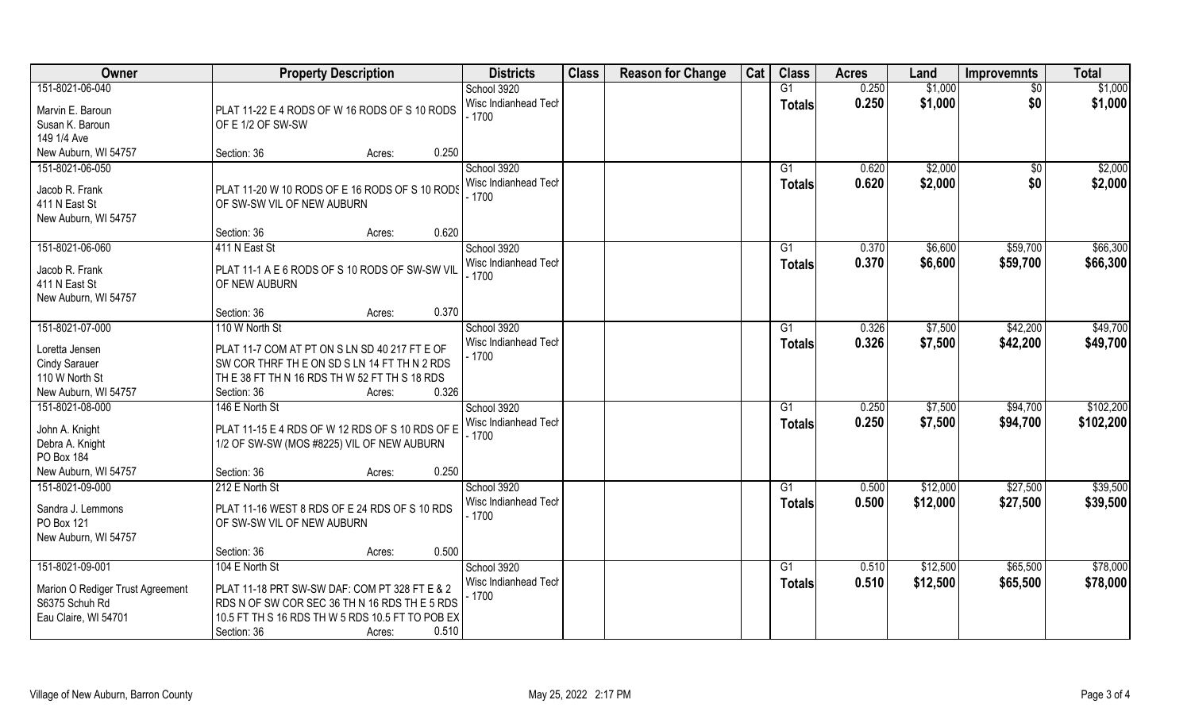| Owner | Property Description | Districts | Class | Reason for Change | Cat | Class | Acres | Land | Improvemnts | Total |
|---|---|---|---|---|---|---|---|---|---|---|
| 151-8021-06-040<br>Marvin E. Baroun<br>Susan K. Baroun<br>149 1/4 Ave<br>New Auburn, WI 54757 | PLAT 11-22 E 4 RODS OF W 16 RODS OF S 10 RODS OF E 1/2 OF SW-SW<br>Section: 36 Acres: 0.250 | School 3920<br>Wisc Indianhead Tech - 1700 | | | | G1<br>**Totals** | 0.250<br>**0.250** | $1,000<br>**$1,000** | $0<br>**$0** | $1,000<br>**$1,000** |
| 151-8021-06-050<br>Jacob R. Frank<br>411 N East St<br>New Auburn, WI 54757 | PLAT 11-20 W 10 RODS OF E 16 RODS OF S 10 RODS OF SW-SW VIL OF NEW AUBURN<br>Section: 36 Acres: 0.620 | School 3920<br>Wisc Indianhead Tech - 1700 | | | | G1<br>**Totals** | 0.620<br>**0.620** | $2,000<br>**$2,000** | $0<br>**$0** | $2,000<br>**$2,000** |
| 151-8021-06-060<br>Jacob R. Frank<br>411 N East St<br>New Auburn, WI 54757 | 411 N East St<br>PLAT 11-1 A E 6 RODS OF S 10 RODS OF SW-SW VIL OF NEW AUBURN<br>Section: 36 Acres: 0.370 | School 3920<br>Wisc Indianhead Tech - 1700 | | | | G1<br>**Totals** | 0.370<br>**0.370** | $6,600<br>**$6,600** | $59,700<br>**$59,700** | $66,300<br>**$66,300** |
| 151-8021-07-000<br>Loretta Jensen<br>Cindy Sarauer<br>110 W North St<br>New Auburn, WI 54757 | 110 W North St<br>PLAT 11-7 COM AT PT ON S LN SD 40 217 FT E OF SW COR THRF TH E ON SD S LN 14 FT TH N 2 RDS TH E 38 FT TH N 16 RDS TH W 52 FT TH S 18 RDS<br>Section: 36 Acres: 0.326 | School 3920<br>Wisc Indianhead Tech - 1700 | | | | G1<br>**Totals** | 0.326<br>**0.326** | $7,500<br>**$7,500** | $42,200<br>**$42,200** | $49,700<br>**$49,700** |
| 151-8021-08-000<br>John A. Knight<br>Debra A. Knight<br>PO Box 184<br>New Auburn, WI 54757 | 146 E North St<br>PLAT 11-15 E 4 RDS OF W 12 RDS OF S 10 RDS OF E 1/2 OF SW-SW (MOS #8225) VIL OF NEW AUBURN<br>Section: 36 Acres: 0.250 | School 3920<br>Wisc Indianhead Tech - 1700 | | | | G1<br>**Totals** | 0.250<br>**0.250** | $7,500<br>**$7,500** | $94,700<br>**$94,700** | $102,200<br>**$102,200** |
| 151-8021-09-000<br>Sandra J. Lemmons<br>PO Box 121<br>New Auburn, WI 54757 | 212 E North St<br>PLAT 11-16 WEST 8 RDS OF E 24 RDS OF S 10 RDS OF SW-SW VIL OF NEW AUBURN<br>Section: 36 Acres: 0.500 | School 3920<br>Wisc Indianhead Tech - 1700 | | | | G1<br>**Totals** | 0.500<br>**0.500** | $12,000<br>**$12,000** | $27,500<br>**$27,500** | $39,500<br>**$39,500** |
| 151-8021-09-001<br>Marion O Rediger Trust Agreement<br>S6375 Schuh Rd<br>Eau Claire, WI 54701 | 104 E North St<br>PLAT 11-18 PRT SW-SW DAF: COM PT 328 FT E & 2 RDS N OF SW COR SEC 36 TH N 16 RDS TH E 5 RDS 10.5 FT TH S 16 RDS TH W 5 RDS 10.5 FT TO POB EX<br>Section: 36 Acres: 0.510 | School 3920<br>Wisc Indianhead Tech - 1700 | | | | G1<br>**Totals** | 0.510<br>**0.510** | $12,500<br>**$12,500** | $65,500<br>**$65,500** | $78,000<br>**$78,000** |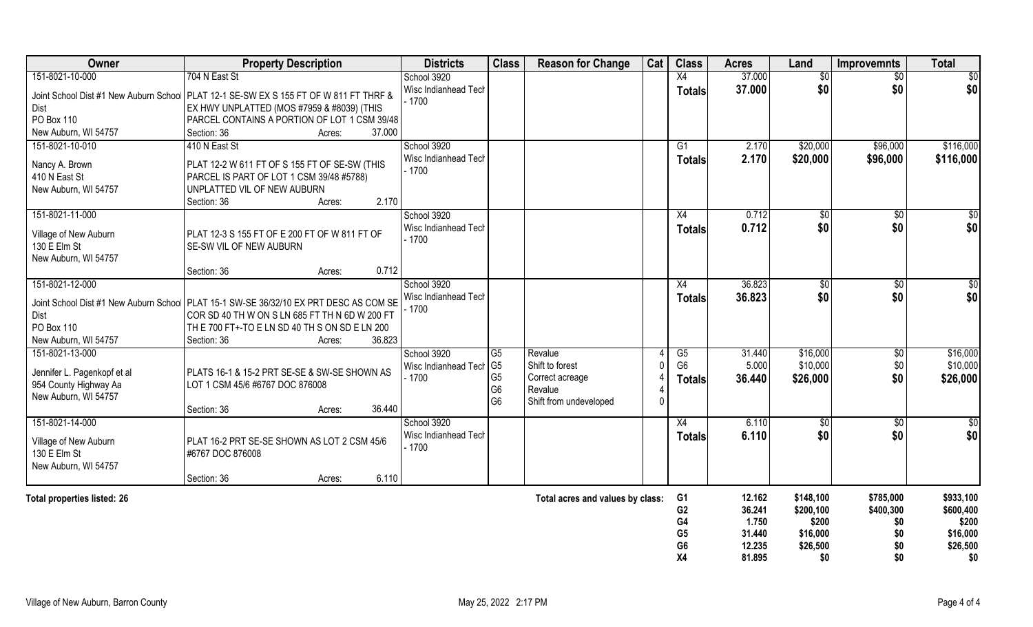| Owner | Property Description | Districts | Class | Reason for Change | Cat | Class | Acres | Land | Improvemnts | Total |
|---|---|---|---|---|---|---|---|---|---|---|
| 151-8021-10-000<br>Joint School Dist #1 New Auburn School Dist<br>PO Box 110<br>New Auburn, WI 54757 | 704 N East St<br>PLAT 12-1 SE-SW EX S 155 FT OF W 811 FT THRF & EX HWY UNPLATTED (MOS #7959 & #8039) (THIS PARCEL CONTAINS A PORTION OF LOT 1 CSM 39/48<br>Section: 36 Acres: 37.000 | School 3920<br>Wisc Indianhead Tech - 1700 | | | | X4<br>**Totals** | 37.000<br>**37.000** | $0<br>**$0** | $0<br>**$0** | $0<br>**$0** |
| 151-8021-10-010<br>Nancy A. Brown<br>410 N East St<br>New Auburn, WI 54757 | 410 N East St<br>PLAT 12-2 W 611 FT OF S 155 FT OF SE-SW (THIS PARCEL IS PART OF LOT 1 CSM 39/48 #5788) UNPLATTED VIL OF NEW AUBURN<br>Section: 36 Acres: 2.170 | School 3920<br>Wisc Indianhead Tech - 1700 | | | | G1<br>**Totals** | 2.170<br>**2.170** | $20,000<br>**$20,000** | $96,000<br>**$96,000** | $116,000<br>**$116,000** |
| 151-8021-11-000<br>Village of New Auburn<br>130 E Elm St<br>New Auburn, WI 54757 | PLAT 12-3 S 155 FT OF E 200 FT OF W 811 FT OF SE-SW VIL OF NEW AUBURN<br>Section: 36 Acres: 0.712 | School 3920<br>Wisc Indianhead Tech - 1700 | | | | X4<br>**Totals** | 0.712<br>**0.712** | $0<br>**$0** | $0<br>**$0** | $0<br>**$0** |
| 151-8021-12-000<br>Joint School Dist #1 New Auburn School Dist<br>PO Box 110<br>New Auburn, WI 54757 | PLAT 15-1 SW-SE 36/32/10 EX PRT DESC AS COM SE COR SD 40 TH W ON S LN 685 FT TH N 6D W 200 FT TH E 700 FT+-TO E LN SD 40 TH S ON SD E LN 200<br>Section: 36 Acres: 36.823 | School 3920<br>Wisc Indianhead Tech - 1700 | | | | X4<br>**Totals** | 36.823<br>**36.823** | $0<br>**$0** | $0<br>**$0** | $0<br>**$0** |
| 151-8021-13-000<br>Jennifer L. Pagenkopf et al<br>954 County Highway Aa<br>New Auburn, WI 54757 | PLATS 16-1 & 15-2 PRT SE-SE & SW-SE SHOWN AS LOT 1 CSM 45/6 #6767 DOC 876008<br>Section: 36 Acres: 36.440 | School 3920<br>Wisc Indianhead Tech - 1700 | G5<br>G5<br>G5<br>G6<br>G6 | Revalue<br>Shift to forest<br>Correct acreage<br>Revalue<br>Shift from undeveloped | 4<br>0<br>4<br>4<br>0 | G5<br>G6<br>**Totals** | 31.440<br>5.000<br>**36.440** | $16,000<br>$10,000<br>**$26,000** | $0<br>$0<br>**$0** | $16,000<br>$10,000<br>**$26,000** |
| 151-8021-14-000<br>Village of New Auburn<br>130 E Elm St<br>New Auburn, WI 54757 | PLAT 16-2 PRT SE-SE SHOWN AS LOT 2 CSM 45/6 #6767 DOC 876008<br>Section: 36 Acres: 6.110 | School 3920<br>Wisc Indianhead Tech - 1700 | | | | X4<br>**Totals** | 6.110<br>**6.110** | $0<br>**$0** | $0<br>**$0** | $0<br>**$0** |

**Total properties listed: 26**

**Total acres and values by class:**

| Class | Acres | Land | Improvemnts | Total |
|---|---|---|---|---|
| G1 | 12.162 | $148,100 | $785,000 | $933,100 |
| G2 | 36.241 | $200,100 | $400,300 | $600,400 |
| G4 | 1.750 | $200 | $0 | $200 |
| G5 | 31.440 | $16,000 | $0 | $16,000 |
| G6 | 12.235 | $26,500 | $0 | $26,500 |
| X4 | 81.895 | $0 | $0 | $0 |

Village of New Auburn, Barron County

May 25, 2022 2:17 PM